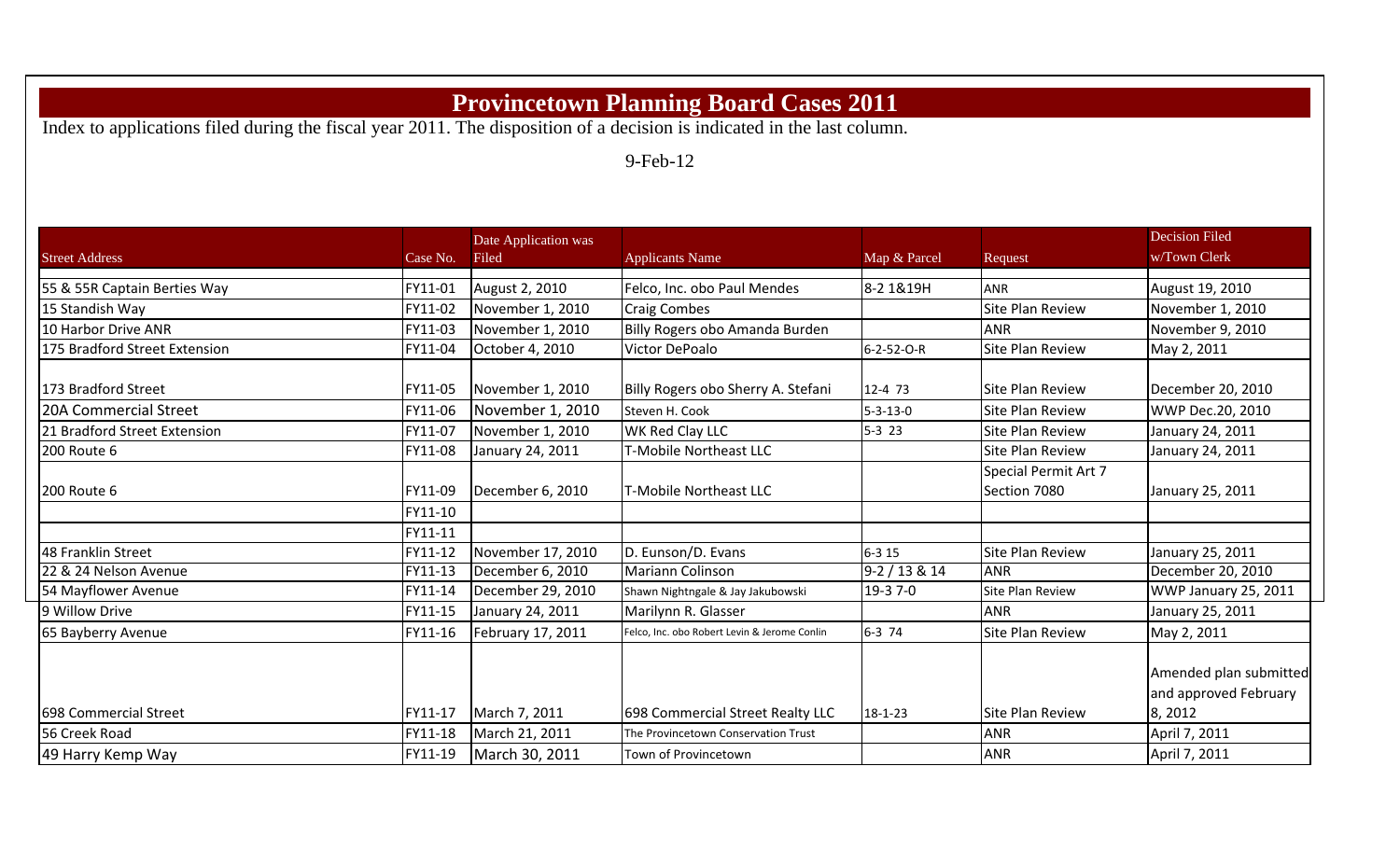# Provincetown Planning Board Cases 2011

Index to applications filed during the fiscal year 2011. The disposition of a decision is indicated in the last column.

9-Feb-12

| Street Address | Case No. | Date Application was Filed | Applicants Name | Map & Parcel | Request | Decision Filed w/Town Clerk |
|---|---|---|---|---|---|---|
| 55 & 55R Captain Berties Way | FY11-01 | August 2, 2010 | Felco, Inc. obo Paul Mendes | 8-2 1&19H | ANR | August 19, 2010 |
| 15 Standish Way | FY11-02 | November 1, 2010 | Craig Combes | | Site Plan Review | November 1, 2010 |
| 10 Harbor Drive ANR | FY11-03 | November 1, 2010 | Billy Rogers obo Amanda Burden | | ANR | November 9, 2010 |
| 175 Bradford Street Extension | FY11-04 | October 4, 2010 | Victor DePoalo | 6-2-52-O-R | Site Plan Review | May 2, 2011 |
| 173 Bradford Street | FY11-05 | November 1, 2010 | Billy Rogers obo Sherry A. Stefani | 12-4 73 | Site Plan Review | December 20, 2010 |
| 20A Commercial Street | FY11-06 | November 1, 2010 | Steven H. Cook | 5-3-13-0 | Site Plan Review | WWP Dec.20, 2010 |
| 21 Bradford Street Extension | FY11-07 | November 1, 2010 | WK Red Clay LLC | 5-3 23 | Site Plan Review | January 24, 2011 |
| 200 Route 6 | FY11-08 | January 24, 2011 | T-Mobile Northeast LLC | | Site Plan Review | January 24, 2011 |
| 200 Route 6 | FY11-09 | December 6, 2010 | T-Mobile Northeast LLC | | Special Permit Art 7 Section 7080 | January 25, 2011 |
| | FY11-10 | | | | | |
| | FY11-11 | | | | | |
| 48 Franklin Street | FY11-12 | November 17, 2010 | D. Eunson/D. Evans | 6-3 15 | Site Plan Review | January 25, 2011 |
| 22 & 24 Nelson Avenue | FY11-13 | December 6, 2010 | Mariann Colinson | 9-2 / 13 & 14 | ANR | December 20, 2010 |
| 54 Mayflower Avenue | FY11-14 | December 29, 2010 | Shawn Nightngale & Jay Jakubowski | 19-3 7-0 | Site Plan Review | WWP January 25, 2011 |
| 9 Willow Drive | FY11-15 | January 24, 2011 | Marilynn R. Glasser | | ANR | January 25, 2011 |
| 65 Bayberry Avenue | FY11-16 | February 17, 2011 | Felco, Inc. obo Robert Levin & Jerome Conlin | 6-3 74 | Site Plan Review | May 2, 2011 |
| 698 Commercial Street | FY11-17 | March 7, 2011 | 698 Commercial Street Realty LLC | 18-1-23 | Site Plan Review | Amended plan submitted and approved February 8, 2012 |
| 56 Creek Road | FY11-18 | March 21, 2011 | The Provincetown Conservation Trust | | ANR | April 7, 2011 |
| 49 Harry Kemp Way | FY11-19 | March 30, 2011 | Town of Provincetown | | ANR | April 7, 2011 |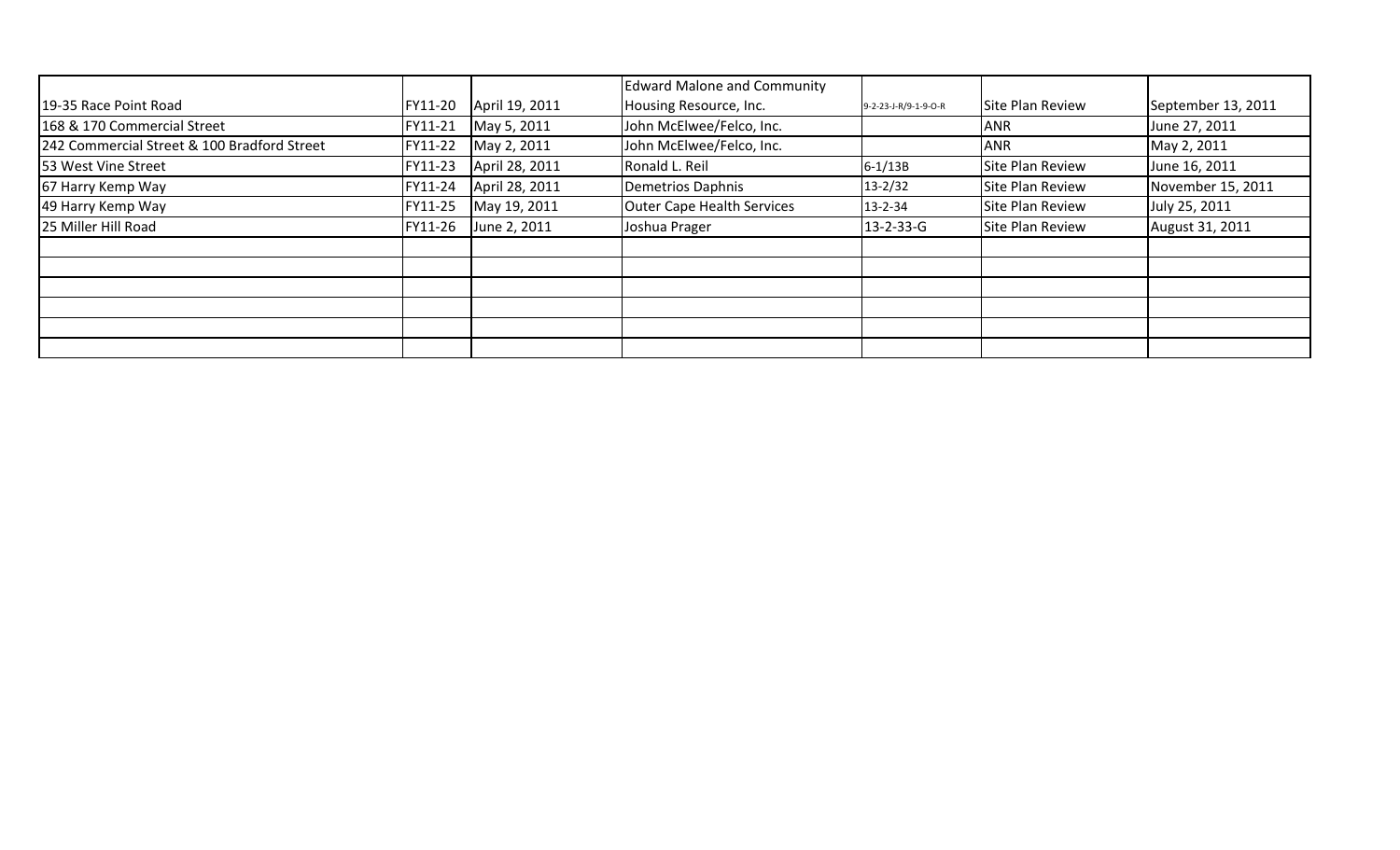| | | | | | | |
|---|---|---|---|---|---|---|
| 19-35 Race Point Road | FY11-20 | April 19, 2011 | Edward Malone and Community Housing Resource, Inc. | 9-2-23-J-R/9-1-9-O-R | Site Plan Review | September 13, 2011 |
| 168 & 170 Commercial Street | FY11-21 | May 5, 2011 | John McElwee/Felco, Inc. | | ANR | June 27, 2011 |
| 242 Commercial Street & 100 Bradford Street | FY11-22 | May 2, 2011 | John McElwee/Felco, Inc. | | ANR | May 2, 2011 |
| 53 West Vine Street | FY11-23 | April 28, 2011 | Ronald L. Reil | 6-1/13B | Site Plan Review | June 16, 2011 |
| 67 Harry Kemp Way | FY11-24 | April 28, 2011 | Demetrios Daphnis | 13-2/32 | Site Plan Review | November 15, 2011 |
| 49 Harry Kemp Way | FY11-25 | May 19, 2011 | Outer Cape Health Services | 13-2-34 | Site Plan Review | July 25, 2011 |
| 25 Miller Hill Road | FY11-26 | June 2, 2011 | Joshua Prager | 13-2-33-G | Site Plan Review | August 31, 2011 |
| | | | | | | |
| | | | | | | |
| | | | | | | |
| | | | | | | |
| | | | | | | |
| | | | | | | |